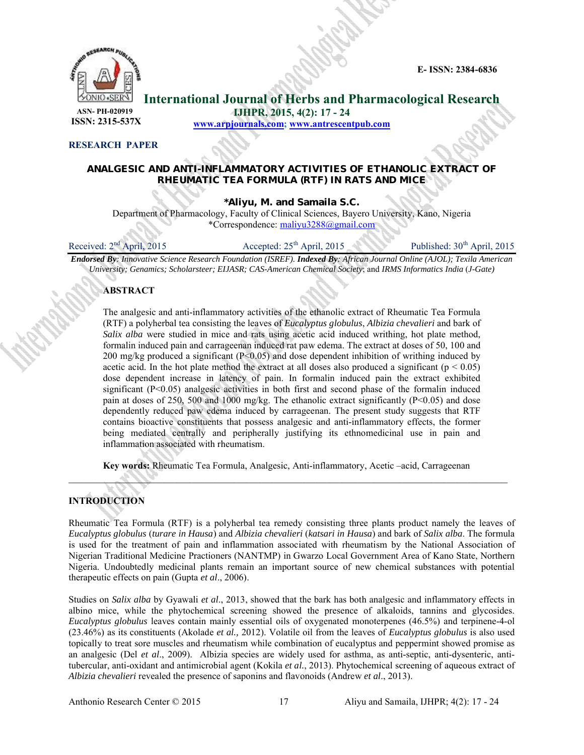E- ISSN: 2384-6836

# International Journal of Herbs and Pharmacological Research

ASN- PH-020919
ISSN: 2315-537X

IJHPR, 2015, 4(2): 17 - 24
www.arpjournals.com; www.antrescentpub.com

**RESEARCH PAPER**

## ANALGESIC AND ANTI-INFLAMMATORY ACTIVITIES OF ETHANOLIC EXTRACT OF RHEUMATIC TEA FORMULA (RTF) IN RATS AND MICE

**\*Aliyu, M. and Samaila S.C.**

Department of Pharmacology, Faculty of Clinical Sciences, Bayero University, Kano, Nigeria
\*Correspondence: maliyu3288@gmail.com

Received: 2nd April, 2015 | Accepted: 25th April, 2015 | Published: 30th April, 2015

***Endorsed By**: Innovative Science Research Foundation (ISREF). **Indexed By**: African Journal Online (AJOL); Texila American University; Genamics; Scholarsteer; EIJASR; CAS-American Chemical Society*; and *IRMS Informatics India (J-Gate)*

### ABSTRACT

The analgesic and anti-inflammatory activities of the ethanolic extract of Rheumatic Tea Formula (RTF) a polyherbal tea consisting the leaves of *Eucalyptus globulus*, *Albizia chevalieri* and bark of *Salix alba* were studied in mice and rats using acetic acid induced writhing, hot plate method, formalin induced pain and carrageenan induced rat paw edema. The extract at doses of 50, 100 and 200 mg/kg produced a significant ($P<0.05$) and dose dependent inhibition of writhing induced by acetic acid. In the hot plate method the extract at all doses also produced a significant ($p < 0.05$) dose dependent increase in latency of pain. In formalin induced pain the extract exhibited significant ($P<0.05$) analgesic activities in both first and second phase of the formalin induced pain at doses of 250, 500 and 1000 mg/kg. The ethanolic extract significantly ($P<0.05$) and dose dependently reduced paw edema induced by carrageenan. The present study suggests that RTF contains bioactive constituents that possess analgesic and anti-inflammatory effects, the former being mediated centrally and peripherally justifying its ethnomedicinal use in pain and inflammation associated with rheumatism.

**Key words:** Rheumatic Tea Formula, Analgesic, Anti-inflammatory, Acetic –acid, Carrageenan

---

### INTRODUCTION

Rheumatic Tea Formula (RTF) is a polyherbal tea remedy consisting three plants product namely the leaves of *Eucalyptus globulus* (*turare in Hausa*) and *Albizia chevalieri* (*katsari in Hausa*) and bark of *Salix alba*. The formula is used for the treatment of pain and inflammation associated with rheumatism by the National Association of Nigerian Traditional Medicine Practioners (NANTMP) in Gwarzo Local Government Area of Kano State, Northern Nigeria. Undoubtedly medicinal plants remain an important source of new chemical substances with potential therapeutic effects on pain (Gupta *et al*., 2006).

Studies on *Salix alba* by Gyawali *et al*., 2013, showed that the bark has both analgesic and inflammatory effects in albino mice, while the phytochemical screening showed the presence of alkaloids, tannins and glycosides. *Eucalyptus globulus* leaves contain mainly essential oils of oxygenated monoterpenes (46.5%) and terpinene-4-ol (23.46%) as its constituents (Akolade *et al.,* 2012). Volatile oil from the leaves of *Eucalyptus globulus* is also used topically to treat sore muscles and rheumatism while combination of eucalyptus and peppermint showed promise as an analgesic (Del *et al*., 2009). Albizia species are widely used for asthma, as anti-septic, anti-dysenteric, anti-tubercular, anti-oxidant and antimicrobial agent (Kokila *et al.*, 2013). Phytochemical screening of aqueous extract of *Albizia chevalieri* revealed the presence of saponins and flavonoids (Andrew *et al*., 2013).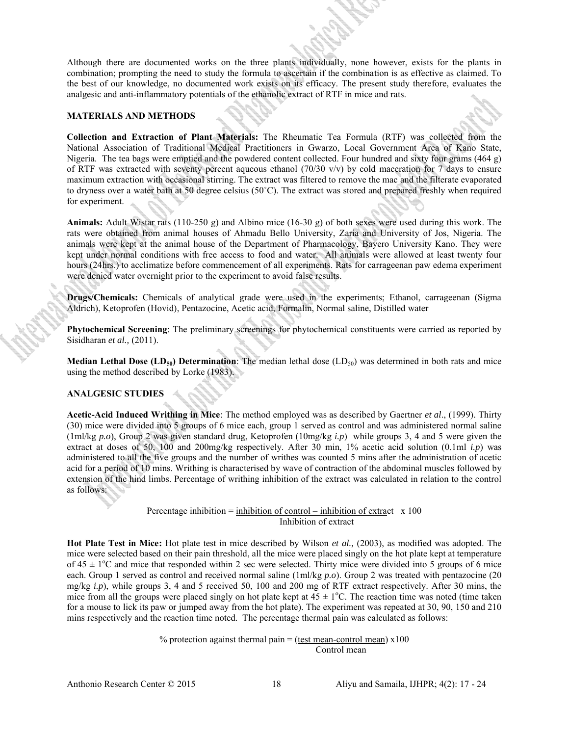Although there are documented works on the three plants individually, none however, exists for the plants in combination; prompting the need to study the formula to ascertain if the combination is as effective as claimed. To the best of our knowledge, no documented work exists on its efficacy. The present study therefore, evaluates the analgesic and anti-inflammatory potentials of the ethanolic extract of RTF in mice and rats.

## MATERIALS AND METHODS

**Collection and Extraction of Plant Materials:** The Rheumatic Tea Formula (RTF) was collected from the National Association of Traditional Medical Practitioners in Gwarzo, Local Government Area of Kano State, Nigeria. The tea bags were emptied and the powdered content collected. Four hundred and sixty four grams (464 g) of RTF was extracted with seventy percent aqueous ethanol (70/30 v/v) by cold maceration for 7 days to ensure maximum extraction with occasional stirring. The extract was filtered to remove the mac and the filterate evaporated to dryness over a water bath at 50 degree celsius (50˚C). The extract was stored and prepared freshly when required for experiment.

**Animals:** Adult Wistar rats (110-250 g) and Albino mice (16-30 g) of both sexes were used during this work. The rats were obtained from animal houses of Ahmadu Bello University, Zaria and University of Jos, Nigeria. The animals were kept at the animal house of the Department of Pharmacology, Bayero University Kano. They were kept under normal conditions with free access to food and water. All animals were allowed at least twenty four hours (24hrs.) to acclimatize before commencement of all experiments. Rats for carrageenan paw edema experiment were denied water overnight prior to the experiment to avoid false results.

**Drugs/Chemicals:** Chemicals of analytical grade were used in the experiments; Ethanol, carrageenan (Sigma Aldrich), Ketoprofen (Hovid), Pentazocine, Acetic acid, Formalin, Normal saline, Distilled water

**Phytochemical Screening**: The preliminary screenings for phytochemical constituents were carried as reported by Sisidharan *et al.,* (2011).

**Median Lethal Dose ($LD_{50}$) Determination**: The median lethal dose ($LD_{50}$) was determined in both rats and mice using the method described by Lorke (1983).

## ANALGESIC STUDIES

**Acetic-Acid Induced Writhing in Mice**: The method employed was as described by Gaertner *et al*., (1999). Thirty (30) mice were divided into 5 groups of 6 mice each, group 1 served as control and was administered normal saline (1ml/kg *p.o*), Group 2 was given standard drug, Ketoprofen (10mg/kg *i.p*) while groups 3, 4 and 5 were given the extract at doses of 50, 100 and 200mg/kg respectively. After 30 min, 1% acetic acid solution (0.1ml *i.p*) was administered to all the five groups and the number of writhes was counted 5 mins after the administration of acetic acid for a period of 10 mins. Writhing is characterised by wave of contraction of the abdominal muscles followed by extension of the hind limbs. Percentage of writhing inhibition of the extract was calculated in relation to the control as follows:

$$\text{Percentage inhibition} = \frac{\text{inhibition of control} - \text{inhibition of extract}}{\text{Inhibition of extract}} \times 100$$

**Hot Plate Test in Mice:** Hot plate test in mice described by Wilson *et al.,* (2003), as modified was adopted. The mice were selected based on their pain threshold, all the mice were placed singly on the hot plate kept at temperature of 45 ± 1°C and mice that responded within 2 sec were selected. Thirty mice were divided into 5 groups of 6 mice each. Group 1 served as control and received normal saline (1ml/kg *p.o*). Group 2 was treated with pentazocine (20 mg/kg *i.p*), while groups 3, 4 and 5 received 50, 100 and 200 mg of RTF extract respectively. After 30 mins, the mice from all the groups were placed singly on hot plate kept at 45 ± 1°C. The reaction time was noted (time taken for a mouse to lick its paw or jumped away from the hot plate). The experiment was repeated at 30, 90, 150 and 210 mins respectively and the reaction time noted. The percentage thermal pain was calculated as follows:

$$\%\text{ protection against thermal pain} = \frac{\text{test mean} - \text{control mean}}{\text{Control mean}} \times 100$$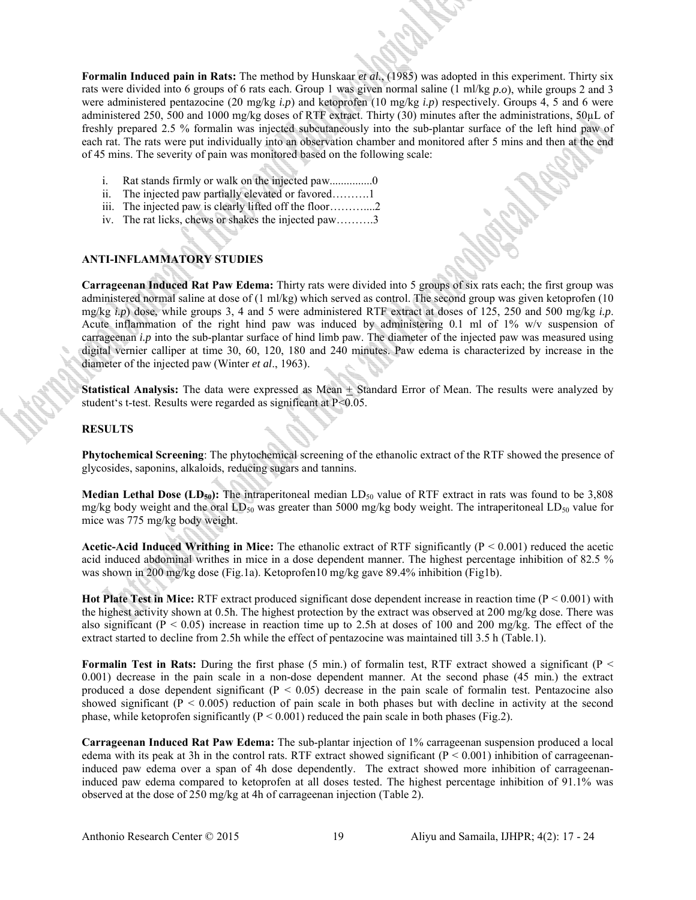**Formalin Induced pain in Rats:** The method by Hunskaar *et al*., (1985) was adopted in this experiment. Thirty six rats were divided into 6 groups of 6 rats each. Group 1 was given normal saline (1 ml/kg *p.o*), while groups 2 and 3 were administered pentazocine (20 mg/kg *i.p*) and ketoprofen (10 mg/kg *i.p*) respectively. Groups 4, 5 and 6 were administered 250, 500 and 1000 mg/kg doses of RTF extract. Thirty (30) minutes after the administrations, 50µL of freshly prepared 2.5 % formalin was injected subcutaneously into the sub-plantar surface of the left hind paw of each rat. The rats were put individually into an observation chamber and monitored after 5 mins and then at the end of 45 mins. The severity of pain was monitored based on the following scale:

i. Rat stands firmly or walk on the injected paw...............0
ii. The injected paw partially elevated or favored……….1
iii. The injected paw is clearly lifted off the floor………...2
iv. The rat licks, chews or shakes the injected paw……….3

## ANTI-INFLAMMATORY STUDIES

**Carrageenan Induced Rat Paw Edema:** Thirty rats were divided into 5 groups of six rats each; the first group was administered normal saline at dose of (1 ml/kg) which served as control. The second group was given ketoprofen (10 mg/kg *i.p*) dose, while groups 3, 4 and 5 were administered RTF extract at doses of 125, 250 and 500 mg/kg *i.p*. Acute inflammation of the right hind paw was induced by administering 0.1 ml of 1% w/v suspension of carrageenan *i.p* into the sub-plantar surface of hind limb paw. The diameter of the injected paw was measured using digital vernier calliper at time 30, 60, 120, 180 and 240 minutes. Paw edema is characterized by increase in the diameter of the injected paw (Winter *et al*., 1963).

**Statistical Analysis:** The data were expressed as Mean ± Standard Error of Mean. The results were analyzed by student's t-test. Results were regarded as significant at $P<0.05$.

## RESULTS

**Phytochemical Screening**: The phytochemical screening of the ethanolic extract of the RTF showed the presence of glycosides, saponins, alkaloids, reducing sugars and tannins.

**Median Lethal Dose ($LD_{50}$):** The intraperitoneal median $LD_{50}$ value of RTF extract in rats was found to be 3,808 mg/kg body weight and the oral $LD_{50}$ was greater than 5000 mg/kg body weight. The intraperitoneal $LD_{50}$ value for mice was 775 mg/kg body weight.

**Acetic-Acid Induced Writhing in Mice:** The ethanolic extract of RTF significantly ($P < 0.001$) reduced the acetic acid induced abdominal writhes in mice in a dose dependent manner. The highest percentage inhibition of 82.5 % was shown in 200 mg/kg dose (Fig.1a). Ketoprofen10 mg/kg gave 89.4% inhibition (Fig1b).

**Hot Plate Test in Mice:** RTF extract produced significant dose dependent increase in reaction time ($P < 0.001$) with the highest activity shown at 0.5h. The highest protection by the extract was observed at 200 mg/kg dose. There was also significant ($P < 0.05$) increase in reaction time up to 2.5h at doses of 100 and 200 mg/kg. The effect of the extract started to decline from 2.5h while the effect of pentazocine was maintained till 3.5 h (Table.1).

**Formalin Test in Rats:** During the first phase (5 min.) of formalin test, RTF extract showed a significant ($P < 0.001$) decrease in the pain scale in a non-dose dependent manner. At the second phase (45 min.) the extract produced a dose dependent significant ($P < 0.05$) decrease in the pain scale of formalin test. Pentazocine also showed significant ($P < 0.005$) reduction of pain scale in both phases but with decline in activity at the second phase, while ketoprofen significantly ($P < 0.001$) reduced the pain scale in both phases (Fig.2).

**Carrageenan Induced Rat Paw Edema:** The sub-plantar injection of 1% carrageenan suspension produced a local edema with its peak at 3h in the control rats. RTF extract showed significant ($P < 0.001$) inhibition of carrageenan-induced paw edema over a span of 4h dose dependently. The extract showed more inhibition of carrageenan-induced paw edema compared to ketoprofen at all doses tested. The highest percentage inhibition of 91.1% was observed at the dose of 250 mg/kg at 4h of carrageenan injection (Table 2).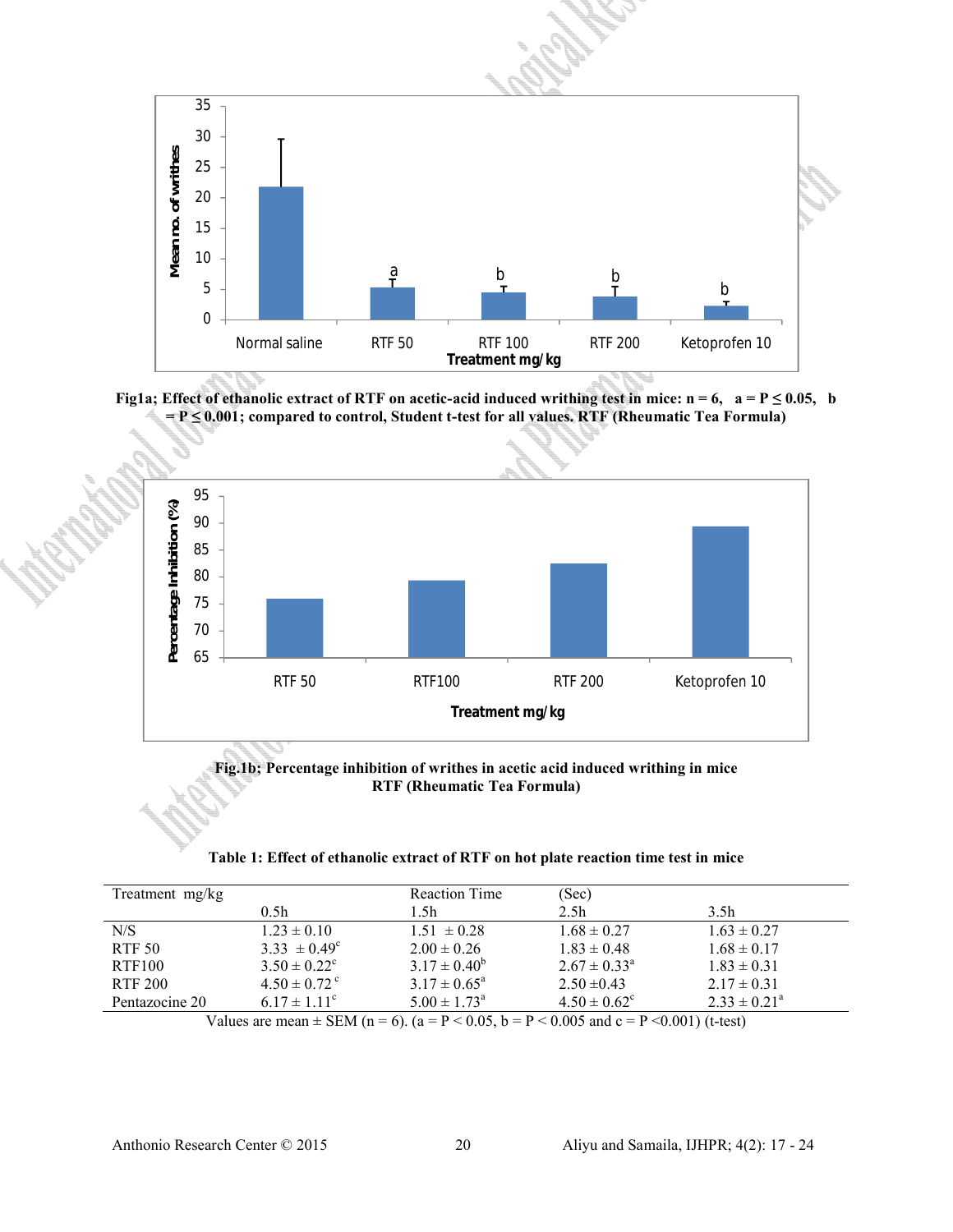Fig1a; Effect of ethanolic extract of RTF on acetic-acid induced writhing test in mice: n = 6, a = P ≤ 0.05, b = P ≤ 0.001; compared to control, Student t-test for all values. RTF (Rheumatic Tea Formula)

Fig.1b; Percentage inhibition of writhes in acetic acid induced writhing in mice RTF (Rheumatic Tea Formula)

**Table 1: Effect of ethanolic extract of RTF on hot plate reaction time test in mice**

| Treatment mg/kg | Reaction Time (Sec) | | | |
|---|---|---|---|---|
| | 0.5h | 1.5h | 2.5h | 3.5h |
| N/S | 1.23 ± 0.10 | 1.51 ± 0.28 | 1.68 ± 0.27 | 1.63 ± 0.27 |
| RTF 50 | 3.33 ± 0.49[c] | 2.00 ± 0.26 | 1.83 ± 0.48 | 1.68 ± 0.17 |
| RTF100 | 3.50 ± 0.22[c] | 3.17 ± 0.40[b] | 2.67 ± 0.33[a] | 1.83 ± 0.31 |
| RTF 200 | 4.50 ± 0.72[c] | 3.17 ± 0.65[a] | 2.50 ±0.43 | 2.17 ± 0.31 |
| Pentazocine 20 | 6.17 ± 1.11[c] | 5.00 ± 1.73[a] | 4.50 ± 0.62[c] | 2.33 ± 0.21[a] |

Values are mean ± SEM (n = 6). (a = $P < 0.05$, b = $P < 0.005$ and c = $P < 0.001$) (t-test)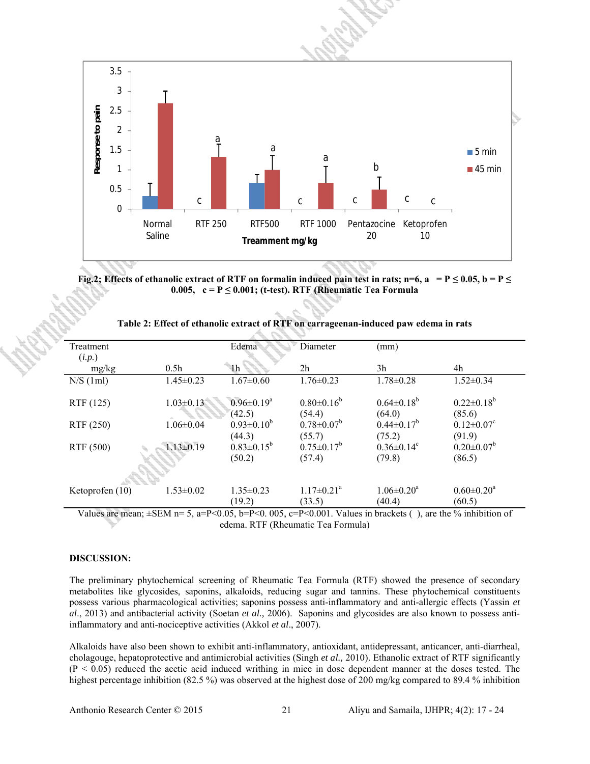Fig.2; Effects of ethanolic extract of RTF on formalin induced pain test in rats; n=6, a = P ≤ 0.05, b = P ≤ 0.005, c = P ≤ 0.001; (t-test). RTF (Rheumatic Tea Formula

**Table 2: Effect of ethanolic extract of RTF on carrageenan-induced paw edema in rats**

| Treatment (*i.p.*) mg/kg | 0.5h | Edema 1h | Diameter 2h | (mm) 3h | 4h |
|---|---|---|---|---|---|
| N/S (1ml) | 1.45±0.23 | 1.67±0.60 | 1.76±0.23 | 1.78±0.28 | 1.52±0.34 |
| RTF (125) | 1.03±0.13 | 0.96±0.19[a] (42.5) | 0.80±0.16[b] (54.4) | 0.64±0.18[b] (64.0) | 0.22±0.18[b] (85.6) |
| RTF (250) | 1.06±0.04 | 0.93±0.10[b] (44.3) | 0.78±0.07[b] (55.7) | 0.44±0.17[b] (75.2) | 0.12±0.07[c] (91.9) |
| RTF (500) | 1.13±0.19 | 0.83±0.15[b] (50.2) | 0.75±0.17[b] (57.4) | 0.36±0.14[c] (79.8) | 0.20±0.07[b] (86.5) |
| Ketoprofen (10) | 1.53±0.02 | 1.35±0.23 (19.2) | 1.17±0.21[a] (33.5) | 1.06±0.20[a] (40.4) | 0.60±0.20[a] (60.5) |

Values are mean; ±SEM n= 5, a=P<0.05, b=P<0. 005, c=P<0.001. Values in brackets ( ), are the % inhibition of edema. RTF (Rheumatic Tea Formula)

## DISCUSSION:

The preliminary phytochemical screening of Rheumatic Tea Formula (RTF) showed the presence of secondary metabolites like glycosides, saponins, alkaloids, reducing sugar and tannins. These phytochemical constituents possess various pharmacological activities; saponins possess anti-inflammatory and anti-allergic effects (Yassin *et al*., 2013) and antibacterial activity (Soetan *et al.,* 2006). Saponins and glycosides are also known to possess anti-inflammatory and anti-nociceptive activities (Akkol *et al*., 2007).

Alkaloids have also been shown to exhibit anti-inflammatory, antioxidant, antidepressant, anticancer, anti-diarrheal, cholagouge, hepatoprotective and antimicrobial activities (Singh *et al.,* 2010). Ethanolic extract of RTF significantly ($P < 0.05$) reduced the acetic acid induced writhing in mice in dose dependent manner at the doses tested. The highest percentage inhibition (82.5 %) was observed at the highest dose of 200 mg/kg compared to 89.4 % inhibition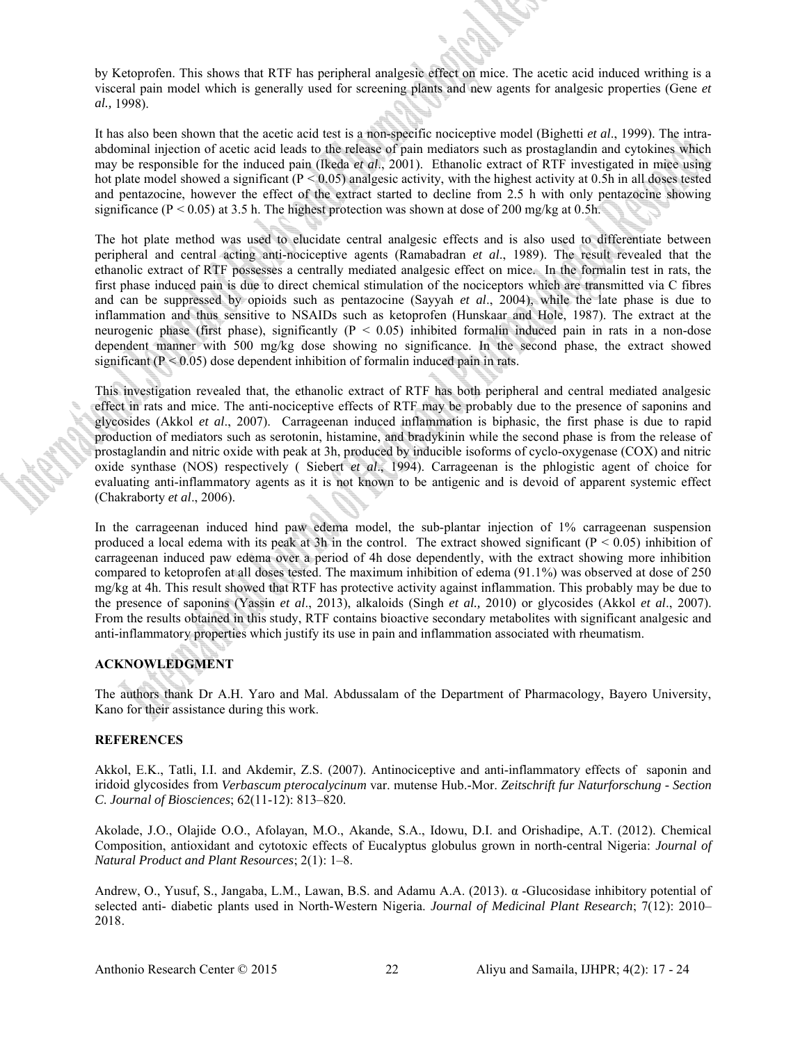by Ketoprofen. This shows that RTF has peripheral analgesic effect on mice. The acetic acid induced writhing is a visceral pain model which is generally used for screening plants and new agents for analgesic properties (Gene *et al.,* 1998).

It has also been shown that the acetic acid test is a non-specific nociceptive model (Bighetti *et al*., 1999). The intra-abdominal injection of acetic acid leads to the release of pain mediators such as prostaglandin and cytokines which may be responsible for the induced pain (Ikeda *et al*., 2001). Ethanolic extract of RTF investigated in mice using hot plate model showed a significant ($P < 0.05$) analgesic activity, with the highest activity at 0.5h in all doses tested and pentazocine, however the effect of the extract started to decline from 2.5 h with only pentazocine showing significance ($P < 0.05$) at 3.5 h. The highest protection was shown at dose of 200 mg/kg at 0.5h.

The hot plate method was used to elucidate central analgesic effects and is also used to differentiate between peripheral and central acting anti-nociceptive agents (Ramabadran *et al*., 1989). The result revealed that the ethanolic extract of RTF possesses a centrally mediated analgesic effect on mice. In the formalin test in rats, the first phase induced pain is due to direct chemical stimulation of the nociceptors which are transmitted via C fibres and can be suppressed by opioids such as pentazocine (Sayyah *et al*., 2004), while the late phase is due to inflammation and thus sensitive to NSAIDs such as ketoprofen (Hunskaar and Hole, 1987). The extract at the neurogenic phase (first phase), significantly ($P < 0.05$) inhibited formalin induced pain in rats in a non-dose dependent manner with 500 mg/kg dose showing no significance. In the second phase, the extract showed significant ($P < 0.05$) dose dependent inhibition of formalin induced pain in rats.

This investigation revealed that, the ethanolic extract of RTF has both peripheral and central mediated analgesic effect in rats and mice. The anti-nociceptive effects of RTF may be probably due to the presence of saponins and glycosides (Akkol *et al*., 2007). Carrageenan induced inflammation is biphasic, the first phase is due to rapid production of mediators such as serotonin, histamine, and bradykinin while the second phase is from the release of prostaglandin and nitric oxide with peak at 3h, produced by inducible isoforms of cyclo-oxygenase (COX) and nitric oxide synthase (NOS) respectively ( Siebert *et al*., 1994). Carrageenan is the phlogistic agent of choice for evaluating anti-inflammatory agents as it is not known to be antigenic and is devoid of apparent systemic effect (Chakraborty *et al*., 2006).

In the carrageenan induced hind paw edema model, the sub-plantar injection of 1% carrageenan suspension produced a local edema with its peak at 3h in the control. The extract showed significant ($P < 0.05$) inhibition of carrageenan induced paw edema over a period of 4h dose dependently, with the extract showing more inhibition compared to ketoprofen at all doses tested. The maximum inhibition of edema (91.1%) was observed at dose of 250 mg/kg at 4h. This result showed that RTF has protective activity against inflammation. This probably may be due to the presence of saponins (Yassin *et al*., 2013), alkaloids (Singh *et al.,* 2010) or glycosides (Akkol *et al*., 2007). From the results obtained in this study, RTF contains bioactive secondary metabolites with significant analgesic and anti-inflammatory properties which justify its use in pain and inflammation associated with rheumatism.

## ACKNOWLEDGMENT

The authors thank Dr A.H. Yaro and Mal. Abdussalam of the Department of Pharmacology, Bayero University, Kano for their assistance during this work.

## REFERENCES

Akkol, E.K., Tatli, I.I. and Akdemir, Z.S. (2007). Antinociceptive and anti-inflammatory effects of saponin and iridoid glycosides from *Verbascum pterocalycinum* var. mutense Hub.-Mor. *Zeitschrift fur Naturforschung - Section C. Journal of Biosciences*; 62(11-12): 813–820.

Akolade, J.O., Olajide O.O., Afolayan, M.O., Akande, S.A., Idowu, D.I. and Orishadipe, A.T. (2012). Chemical Composition, antioxidant and cytotoxic effects of Eucalyptus globulus grown in north-central Nigeria: *Journal of Natural Product and Plant Resources*; 2(1): 1–8.

Andrew, O., Yusuf, S., Jangaba, L.M., Lawan, B.S. and Adamu A.A. (2013). α -Glucosidase inhibitory potential of selected anti- diabetic plants used in North-Western Nigeria. *Journal of Medicinal Plant Research*; 7(12): 2010–2018.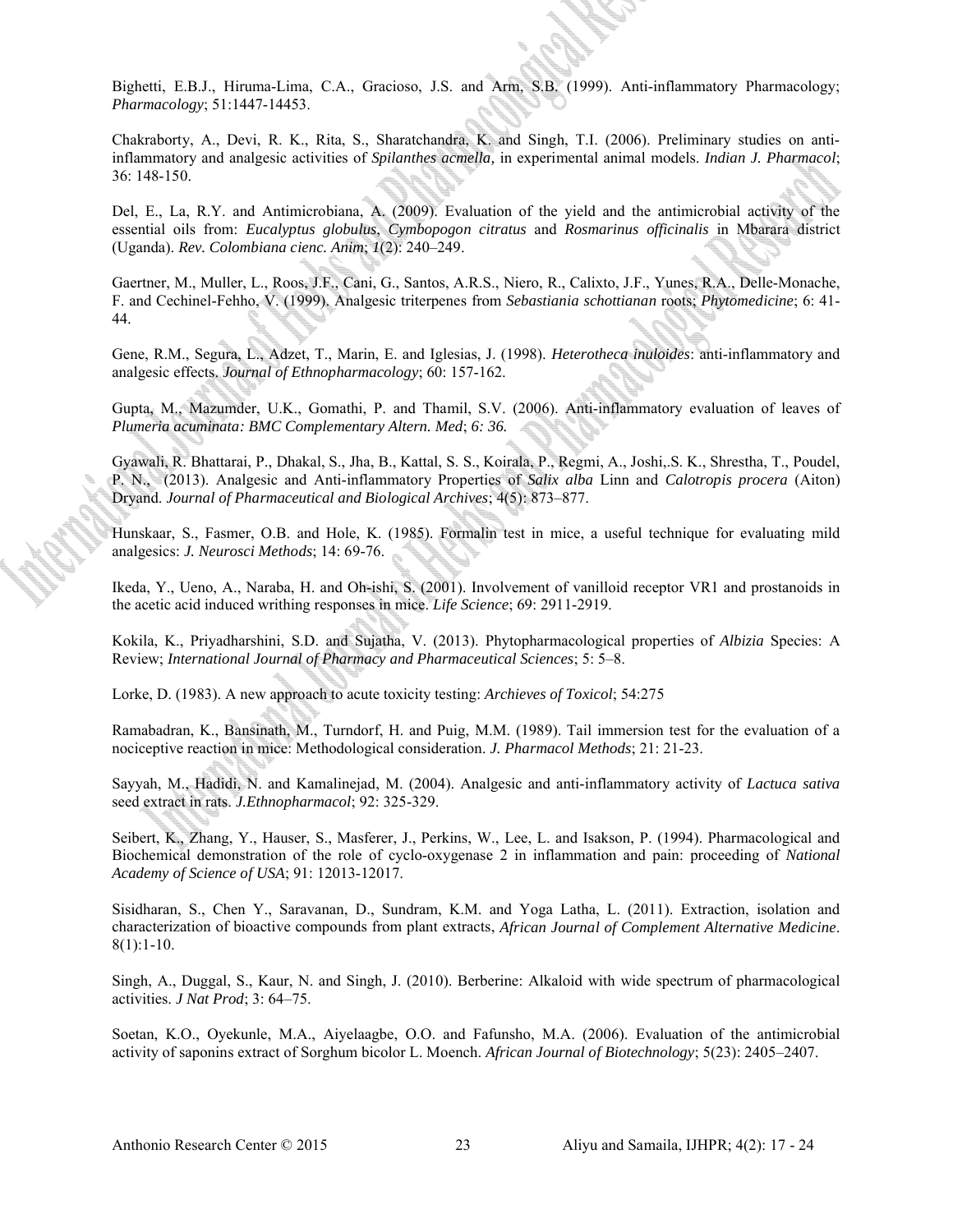Bighetti, E.B.J., Hiruma-Lima, C.A., Gracioso, J.S. and Arm, S.B. (1999). Anti-inflammatory Pharmacology; *Pharmacology*; 51:1447-14453.

Chakraborty, A., Devi, R. K., Rita, S., Sharatchandra, K. and Singh, T.I. (2006). Preliminary studies on anti-inflammatory and analgesic activities of *Spilanthes acmella,* in experimental animal models. *Indian J. Pharmacol*; 36: 148-150.

Del, E., La, R.Y. and Antimicrobiana, A. (2009). Evaluation of the yield and the antimicrobial activity of the essential oils from: *Eucalyptus globulus, Cymbopogon citratus* and *Rosmarinus officinalis* in Mbarara district (Uganda). *Rev. Colombiana cienc. Anim*; *1*(2): 240–249.

Gaertner, M., Muller, L., Roos, J.F., Cani, G., Santos, A.R.S., Niero, R., Calixto, J.F., Yunes, R.A., Delle-Monache, F. and Cechinel-Fehho, V. (1999). Analgesic triterpenes from *Sebastiania schottianan* roots; *Phytomedicine*; 6: 41-44.

Gene, R.M., Segura, L., Adzet, T., Marin, E. and Iglesias, J. (1998). *Heterotheca inuloides*: anti-inflammatory and analgesic effects. *Journal of Ethnopharmacology*; 60: 157-162.

Gupta, M., Mazumder, U.K., Gomathi, P. and Thamil, S.V. (2006). Anti-inflammatory evaluation of leaves of *Plumeria acuminata: BMC Complementary Altern. Med*; *6: 36.*

Gyawali, R. Bhattarai, P., Dhakal, S., Jha, B., Kattal, S. S., Koirala, P., Regmi, A., Joshi,.S. K., Shrestha, T., Poudel, P. N., (2013). Analgesic and Anti-inflammatory Properties of *Salix alba* Linn and *Calotropis procera* (Aiton) Dryand. *Journal of Pharmaceutical and Biological Archives*; 4(5): 873–877.

Hunskaar, S., Fasmer, O.B. and Hole, K. (1985). Formalin test in mice, a useful technique for evaluating mild analgesics: *J. Neurosci Methods*; 14: 69-76.

Ikeda, Y., Ueno, A., Naraba, H. and Oh-ishi, S. (2001). Involvement of vanilloid receptor VR1 and prostanoids in the acetic acid induced writhing responses in mice. *Life Science*; 69: 2911-2919.

Kokila, K., Priyadharshini, S.D. and Sujatha, V. (2013). Phytopharmacological properties of *Albizia* Species: A Review; *International Journal of Pharmacy and Pharmaceutical Sciences*; 5: 5–8.

Lorke, D. (1983). A new approach to acute toxicity testing: *Archieves of Toxicol*; 54:275

Ramabadran, K., Bansinath, M., Turndorf, H. and Puig, M.M. (1989). Tail immersion test for the evaluation of a nociceptive reaction in mice: Methodological consideration. *J. Pharmacol Methods*; 21: 21-23.

Sayyah, M., Hadidi, N. and Kamalinejad, M. (2004). Analgesic and anti-inflammatory activity of *Lactuca sativa* seed extract in rats. *J.Ethnopharmacol*; 92: 325-329.

Seibert, K., Zhang, Y., Hauser, S., Masferer, J., Perkins, W., Lee, L. and Isakson, P. (1994). Pharmacological and Biochemical demonstration of the role of cyclo-oxygenase 2 in inflammation and pain: proceeding of *National Academy of Science of USA*; 91: 12013-12017.

Sisidharan, S., Chen Y., Saravanan, D., Sundram, K.M. and Yoga Latha, L. (2011). Extraction, isolation and characterization of bioactive compounds from plant extracts, *African Journal of Complement Alternative Medicine*. 8(1):1-10.

Singh, A., Duggal, S., Kaur, N. and Singh, J. (2010). Berberine: Alkaloid with wide spectrum of pharmacological activities. *J Nat Prod*; 3: 64–75.

Soetan, K.O., Oyekunle, M.A., Aiyelaagbe, O.O. and Fafunsho, M.A. (2006). Evaluation of the antimicrobial activity of saponins extract of Sorghum bicolor L. Moench. *African Journal of Biotechnology*; 5(23): 2405–2407.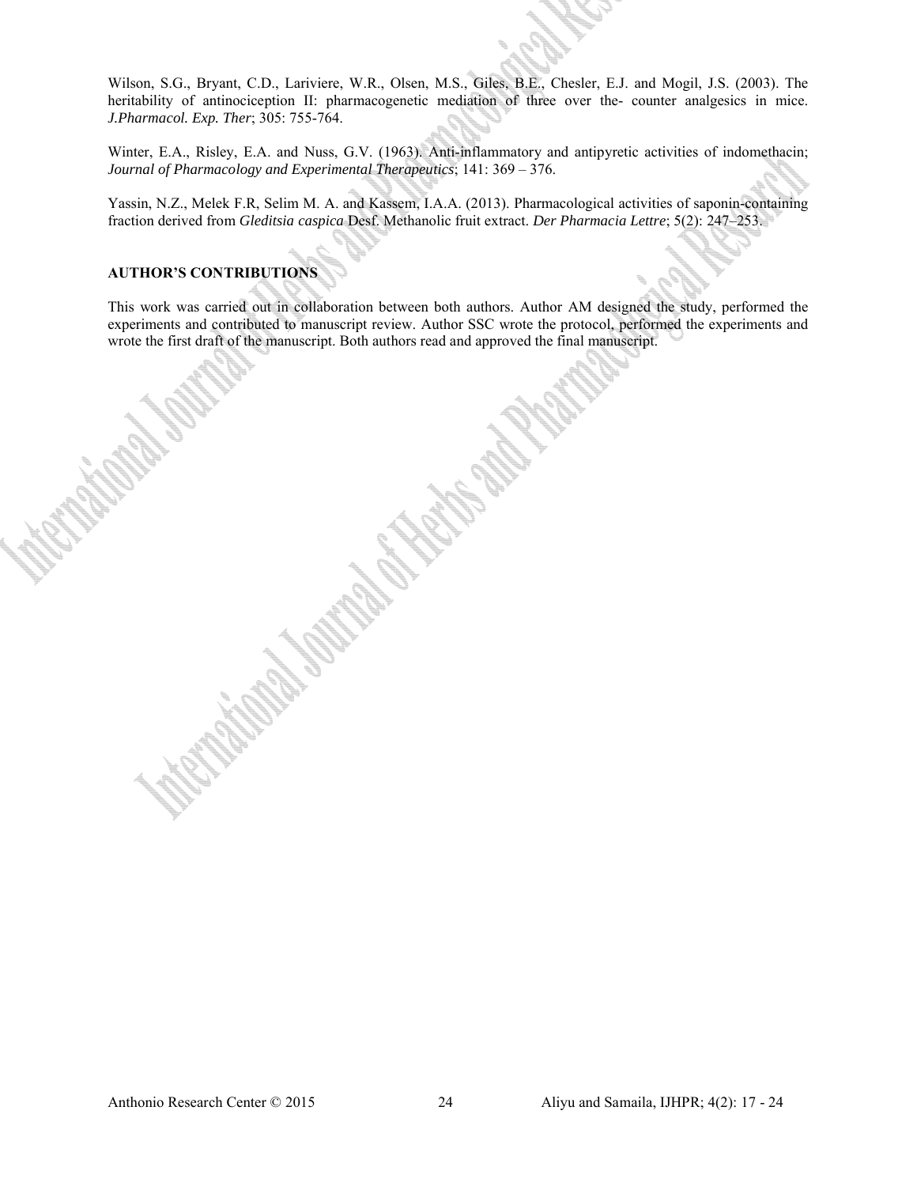Wilson, S.G., Bryant, C.D., Lariviere, W.R., Olsen, M.S., Giles, B.E., Chesler, E.J. and Mogil, J.S. (2003). The heritability of antinociception II: pharmacogenetic mediation of three over the- counter analgesics in mice. *J.Pharmacol. Exp. Ther*; 305: 755-764.

Winter, E.A., Risley, E.A. and Nuss, G.V. (1963). Anti-inflammatory and antipyretic activities of indomethacin; *Journal of Pharmacology and Experimental Therapeutics*; 141: 369 – 376.

Yassin, N.Z., Melek F.R, Selim M. A. and Kassem, I.A.A. (2013). Pharmacological activities of saponin-containing fraction derived from *Gleditsia caspica* Desf. Methanolic fruit extract. *Der Pharmacia Lettre*; 5(2): 247–253.

## AUTHOR'S CONTRIBUTIONS

This work was carried out in collaboration between both authors. Author AM designed the study, performed the experiments and contributed to manuscript review. Author SSC wrote the protocol, performed the experiments and wrote the first draft of the manuscript. Both authors read and approved the final manuscript.